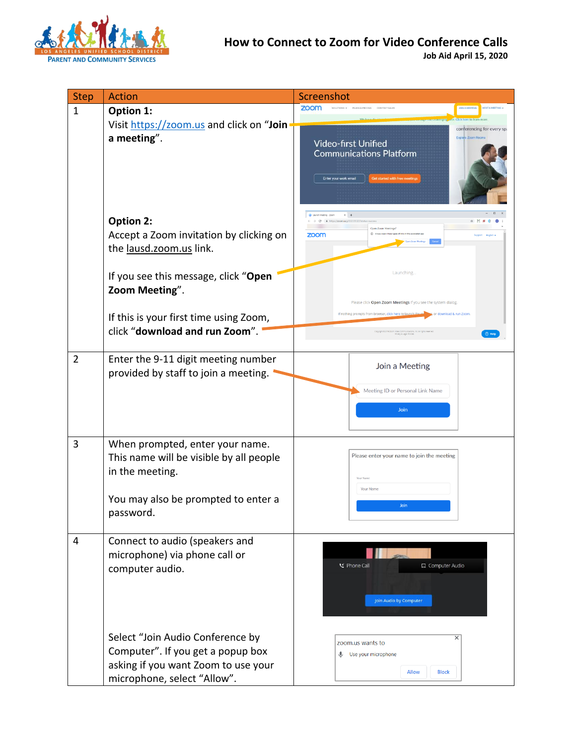LOS ANGELES UNIFIED SCHOOL DISTRICT
PARENT AND COMMUNITY SERVICES

# How to Connect to Zoom for Video Conference Calls

**Job Aid April 15, 2020**

| Step | Action | Screenshot |
| --- | --- | --- |
| 1 | **Option 1:**<br>Visit https://zoom.us and click on "**Join a meeting**".<br><br>**Option 2:**<br>Accept a Zoom invitation by clicking on the lausd.zoom.us link.<br><br>If you see this message, click "**Open Zoom Meeting**".<br><br>If this is your first time using Zoom, click "**download and run Zoom**". | |
| 2 | Enter the 9-11 digit meeting number provided by staff to join a meeting. | |
| 3 | When prompted, enter your name. This name will be visible by all people in the meeting.<br><br>You may also be prompted to enter a password. | |
| 4 | Connect to audio (speakers and microphone) via phone call or computer audio.<br><br>Select "Join Audio Conference by Computer". If you get a popup box asking if you want Zoom to use your microphone, select "Allow". | |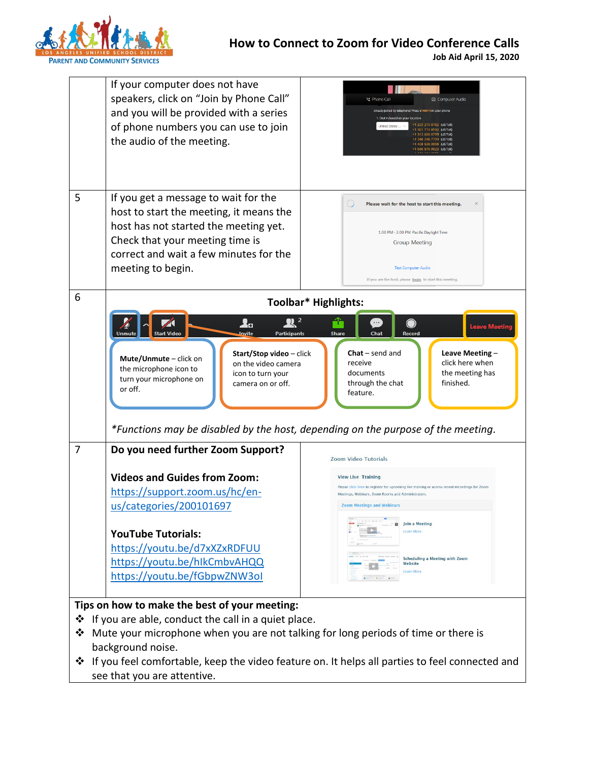# How to Connect to Zoom for Video Conference Calls

**Job Aid April 15, 2020**

| | | |
|---|---|---|
| | If your computer does not have speakers, click on "Join by Phone Call" and you will be provided with a series of phone numbers you can use to join the audio of the meeting. | |
| 5 | If you get a message to wait for the host to start the meeting, it means the host has not started the meeting yet. Check that your meeting time is correct and wait a few minutes for the meeting to begin. | |
| 6 | **Toolbar\* Highlights:** | |

**Mute/Unmute** – click on the microphone icon to turn your microphone on or off.

**Start/Stop video** – click on the video camera icon to turn your camera on or off.

**Chat** – send and receive documents through the chat feature.

**Leave Meeting** – click here when the meeting has finished.

*\*Functions may be disabled by the host, depending on the purpose of the meeting.*

| | | |
|---|---|---|
| 7 | **Do you need further Zoom Support?**<br><br>**Videos and Guides from Zoom:**<br>https://support.zoom.us/hc/en-us/categories/200101697<br><br>**YouTube Tutorials:**<br>https://youtu.be/d7xXZxRDFUU<br>https://youtu.be/hIkCmbvAHQQ<br>https://youtu.be/fGbpwZNW3oI | |

**Tips on how to make the best of your meeting:**

- If you are able, conduct the call in a quiet place.
- Mute your microphone when you are not talking for long periods of time or there is background noise.
- If you feel comfortable, keep the video feature on. It helps all parties to feel connected and see that you are attentive.